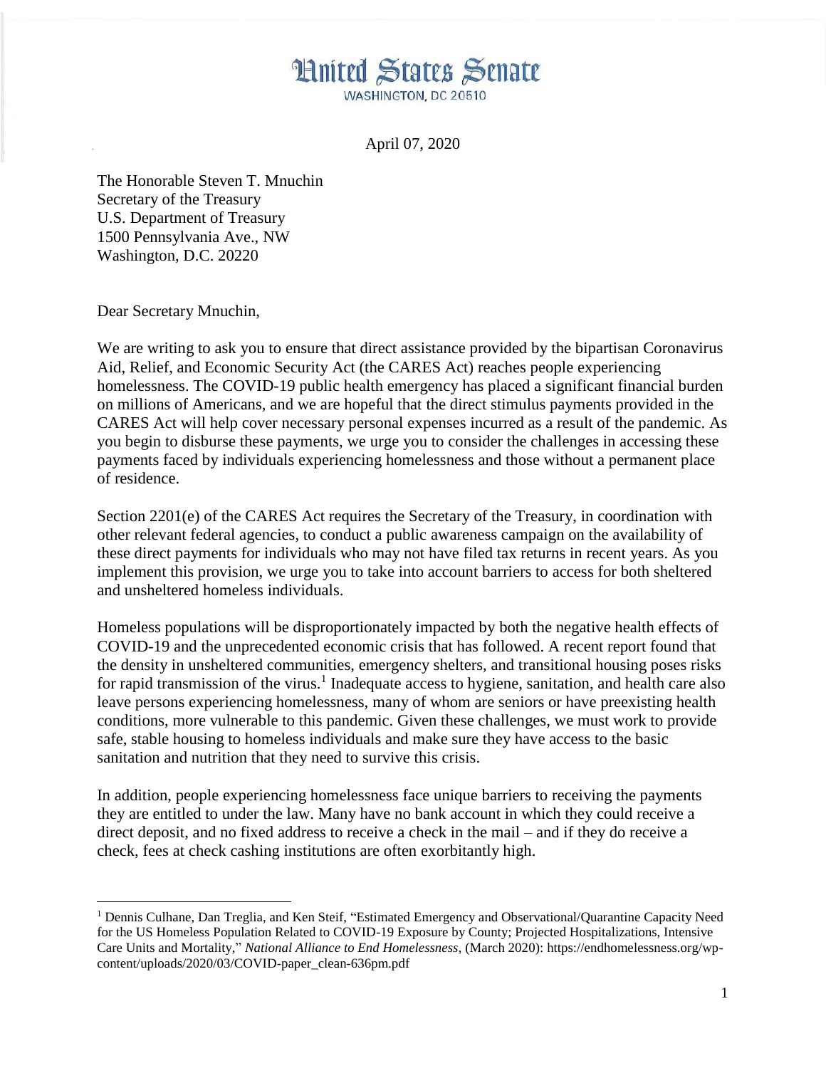# United States Senate

WASHINGTON, DC 20510

April 07, 2020

The Honorable Steven T. Mnuchin
Secretary of the Treasury
U.S. Department of Treasury
1500 Pennsylvania Ave., NW
Washington, D.C. 20220

Dear Secretary Mnuchin,

We are writing to ask you to ensure that direct assistance provided by the bipartisan Coronavirus Aid, Relief, and Economic Security Act (the CARES Act) reaches people experiencing homelessness. The COVID-19 public health emergency has placed a significant financial burden on millions of Americans, and we are hopeful that the direct stimulus payments provided in the CARES Act will help cover necessary personal expenses incurred as a result of the pandemic. As you begin to disburse these payments, we urge you to consider the challenges in accessing these payments faced by individuals experiencing homelessness and those without a permanent place of residence.

Section 2201(e) of the CARES Act requires the Secretary of the Treasury, in coordination with other relevant federal agencies, to conduct a public awareness campaign on the availability of these direct payments for individuals who may not have filed tax returns in recent years. As you implement this provision, we urge you to take into account barriers to access for both sheltered and unsheltered homeless individuals.

Homeless populations will be disproportionately impacted by both the negative health effects of COVID-19 and the unprecedented economic crisis that has followed. A recent report found that the density in unsheltered communities, emergency shelters, and transitional housing poses risks for rapid transmission of the virus.[1] Inadequate access to hygiene, sanitation, and health care also leave persons experiencing homelessness, many of whom are seniors or have preexisting health conditions, more vulnerable to this pandemic. Given these challenges, we must work to provide safe, stable housing to homeless individuals and make sure they have access to the basic sanitation and nutrition that they need to survive this crisis.

In addition, people experiencing homelessness face unique barriers to receiving the payments they are entitled to under the law. Many have no bank account in which they could receive a direct deposit, and no fixed address to receive a check in the mail – and if they do receive a check, fees at check cashing institutions are often exorbitantly high.

---

[1] Dennis Culhane, Dan Treglia, and Ken Steif, "Estimated Emergency and Observational/Quarantine Capacity Need for the US Homeless Population Related to COVID-19 Exposure by County; Projected Hospitalizations, Intensive Care Units and Mortality," *National Alliance to End Homelessness*, (March 2020): https://endhomelessness.org/wp-content/uploads/2020/03/COVID-paper_clean-636pm.pdf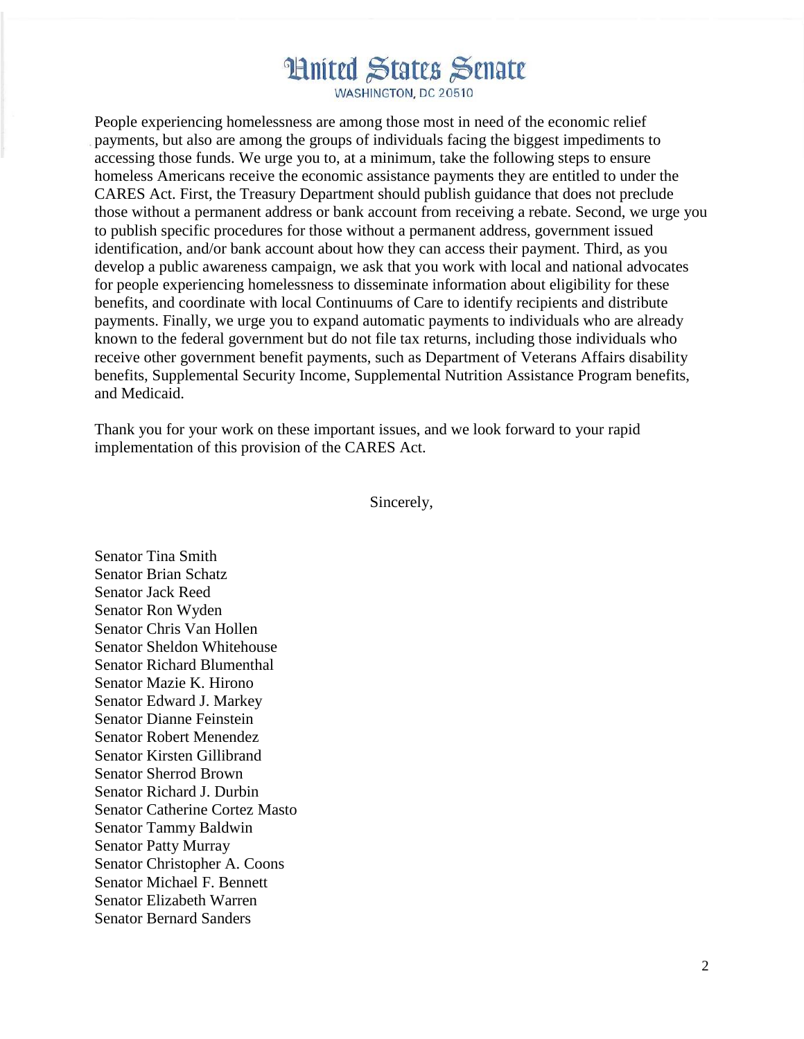People experiencing homelessness are among those most in need of the economic relief payments, but also are among the groups of individuals facing the biggest impediments to accessing those funds. We urge you to, at a minimum, take the following steps to ensure homeless Americans receive the economic assistance payments they are entitled to under the CARES Act. First, the Treasury Department should publish guidance that does not preclude those without a permanent address or bank account from receiving a rebate. Second, we urge you to publish specific procedures for those without a permanent address, government issued identification, and/or bank account about how they can access their payment. Third, as you develop a public awareness campaign, we ask that you work with local and national advocates for people experiencing homelessness to disseminate information about eligibility for these benefits, and coordinate with local Continuums of Care to identify recipients and distribute payments. Finally, we urge you to expand automatic payments to individuals who are already known to the federal government but do not file tax returns, including those individuals who receive other government benefit payments, such as Department of Veterans Affairs disability benefits, Supplemental Security Income, Supplemental Nutrition Assistance Program benefits, and Medicaid.

Thank you for your work on these important issues, and we look forward to your rapid implementation of this provision of the CARES Act.

Sincerely,

Senator Tina Smith
Senator Brian Schatz
Senator Jack Reed
Senator Ron Wyden
Senator Chris Van Hollen
Senator Sheldon Whitehouse
Senator Richard Blumenthal
Senator Mazie K. Hirono
Senator Edward J. Markey
Senator Dianne Feinstein
Senator Robert Menendez
Senator Kirsten Gillibrand
Senator Sherrod Brown
Senator Richard J. Durbin
Senator Catherine Cortez Masto
Senator Tammy Baldwin
Senator Patty Murray
Senator Christopher A. Coons
Senator Michael F. Bennett
Senator Elizabeth Warren
Senator Bernard Sanders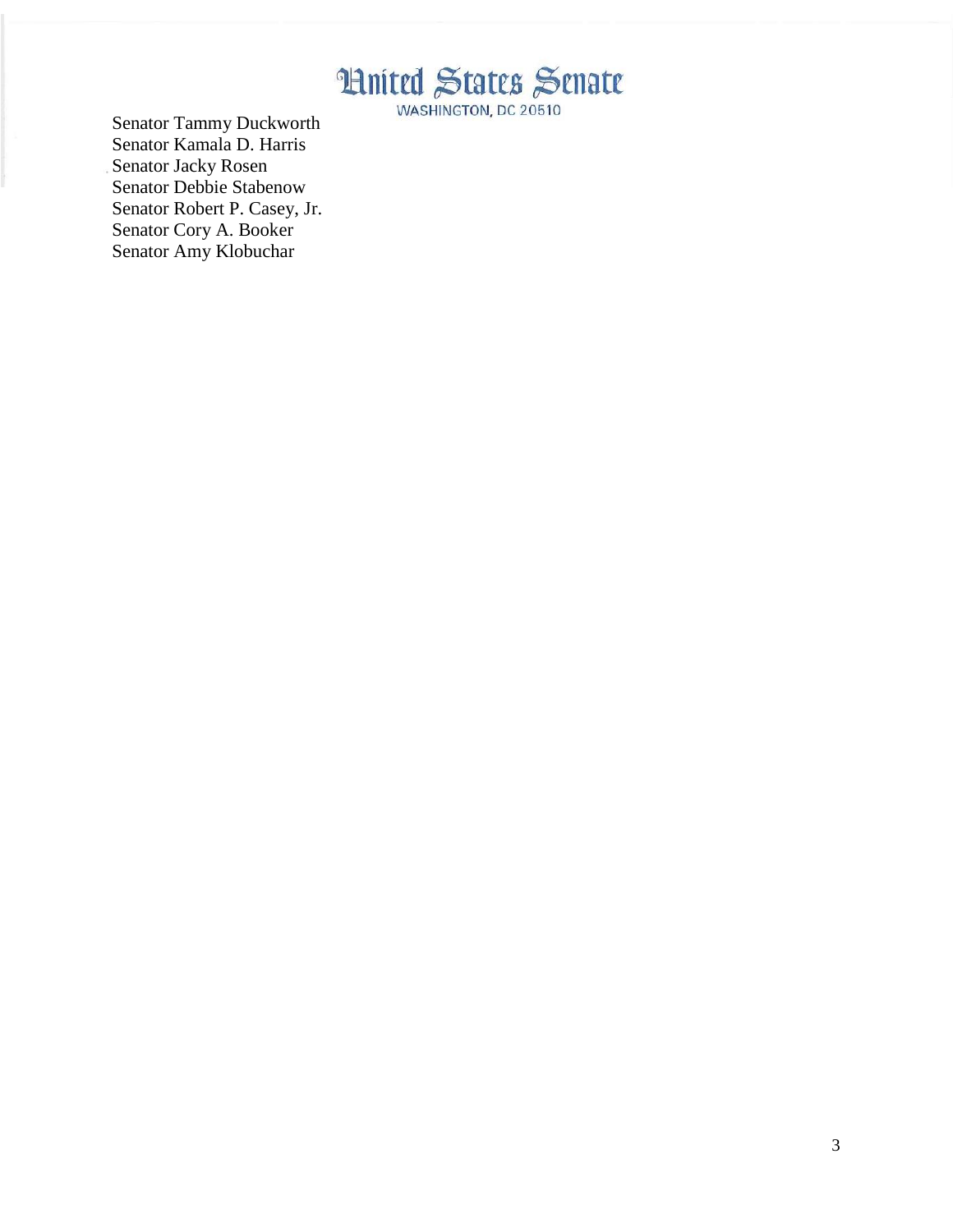United States Senate
WASHINGTON, DC 20510

Senator Tammy Duckworth
Senator Kamala D. Harris
Senator Jacky Rosen
Senator Debbie Stabenow
Senator Robert P. Casey, Jr.
Senator Cory A. Booker
Senator Amy Klobuchar